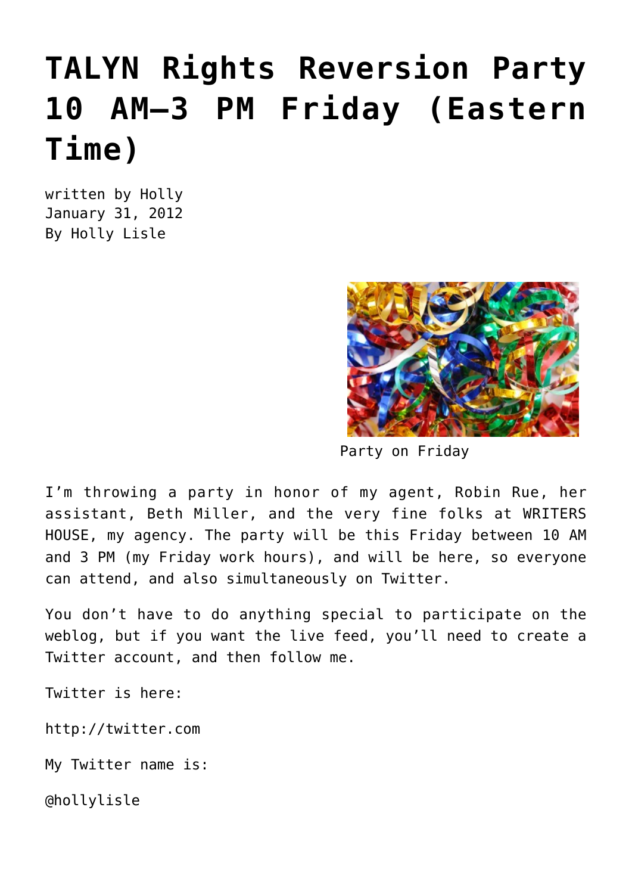# TALYN Rights Reversion Party 10 AM–3 PM Friday (Eastern Time)

written by Holly
January 31, 2012
By Holly Lisle

Party on Friday

I'm throwing a party in honor of my agent, Robin Rue, her assistant, Beth Miller, and the very fine folks at WRITERS HOUSE, my agency. The party will be this Friday between 10 AM and 3 PM (my Friday work hours), and will be here, so everyone can attend, and also simultaneously on Twitter.

You don't have to do anything special to participate on the weblog, but if you want the live feed, you'll need to create a Twitter account, and then follow me.

Twitter is here:

http://twitter.com

My Twitter name is:

@hollylisle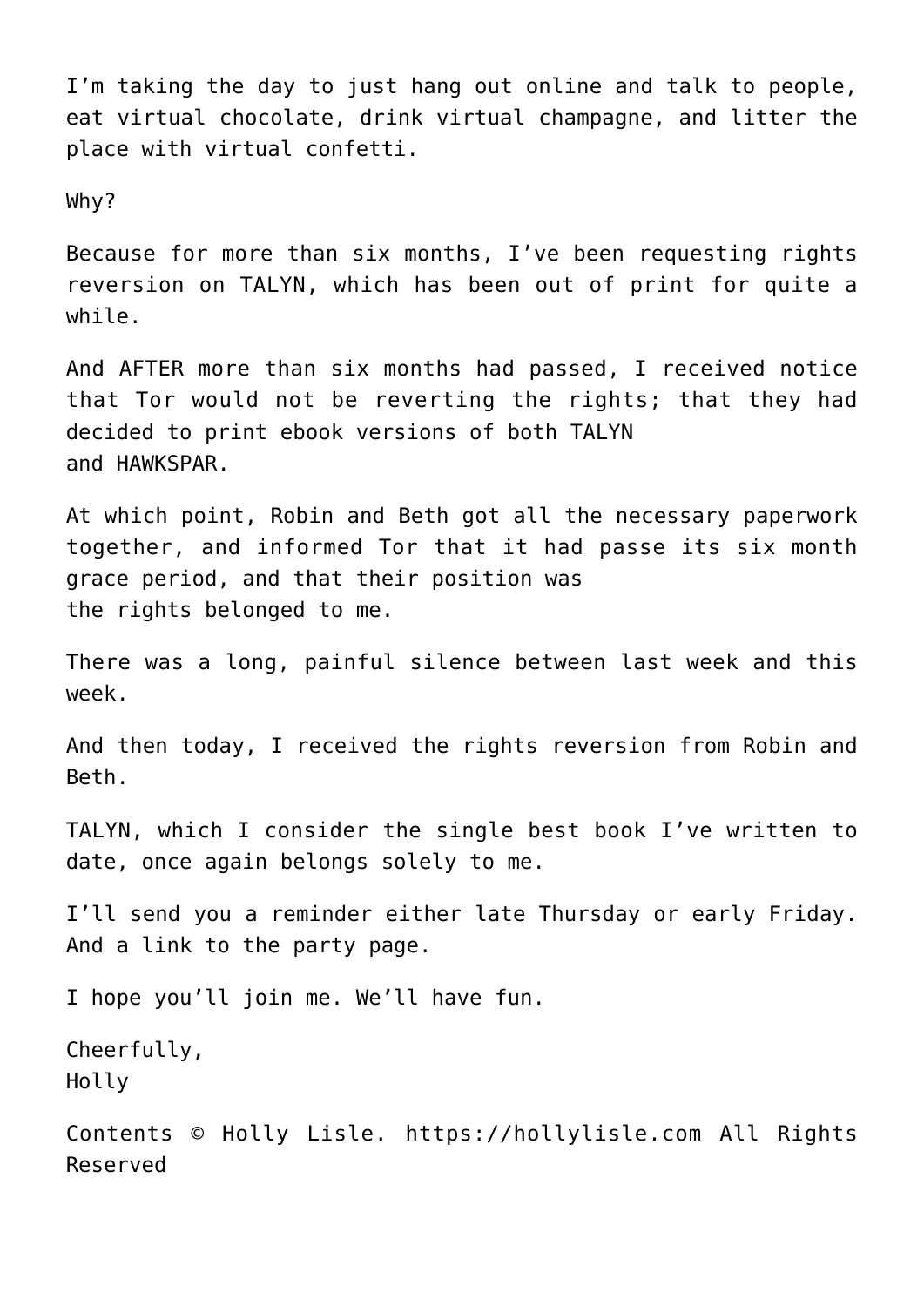I'm taking the day to just hang out online and talk to people, eat virtual chocolate, drink virtual champagne, and litter the place with virtual confetti.

Why?

Because for more than six months, I've been requesting rights reversion on TALYN, which has been out of print for quite a while.

And AFTER more than six months had passed, I received notice that Tor would not be reverting the rights; that they had decided to print ebook versions of both TALYN and HAWKSPAR.

At which point, Robin and Beth got all the necessary paperwork together, and informed Tor that it had passe its six month grace period, and that their position was the rights belonged to me.

There was a long, painful silence between last week and this week.

And then today, I received the rights reversion from Robin and Beth.

TALYN, which I consider the single best book I've written to date, once again belongs solely to me.

I'll send you a reminder either late Thursday or early Friday. And a link to the party page.

I hope you'll join me. We'll have fun.

Cheerfully,
Holly

Contents © Holly Lisle. https://hollylisle.com All Rights Reserved